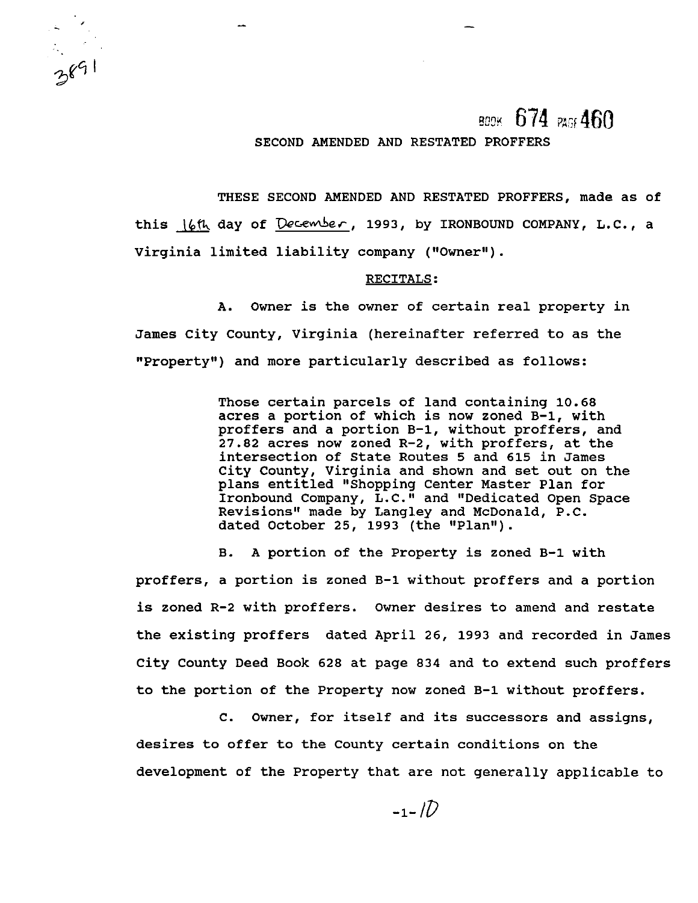BOOK 674 PAGE 460

# SECOND AMENDED AND RESTATED PROFFERS

THESE SECOND AMENDED AND RESTATED PROFFERS, made as of this 16th day of December, 1993, by IRONBOUND COMPANY, L.C., a Virginia limited liability company ("Owner").

## RECITALS:

A. Owner is the owner of certain real property in James City County, Virginia (hereinafter referred to as the "Property") and more particularly described as follows:

> Those certain parcels of land containing 10.68 acres a portion of which is now zoned B-1, with proffers and a portion B-1, without proffers, and 27.82 acres now zoned R-2, with proffers, at the intersection of State Routes 5 and 615 in James City County, Virginia and shown and set out on the plans entitled "Shopping Center Master Plan for Ironbound Company, L.C." and "Dedicated Open Space Revisions" made by Langley and McDonald, P.C. dated October 25, 1993 (the "Plan").

B. A portion of the Property is zoned B-1 with proffers, a portion is zoned B-1 without proffers and a portion is zoned R-2 with proffers. Owner desires to amend and restate the existing proffers dated April 26, 1993 and recorded in James City County Deed Book 628 at page 834 and to extend such proffers to the portion of the Property now zoned B-1 without proffers.

C. Owner, for itself and its successors and assigns, desires to offer to the County certain conditions on the development of the Property that are not generally applicable to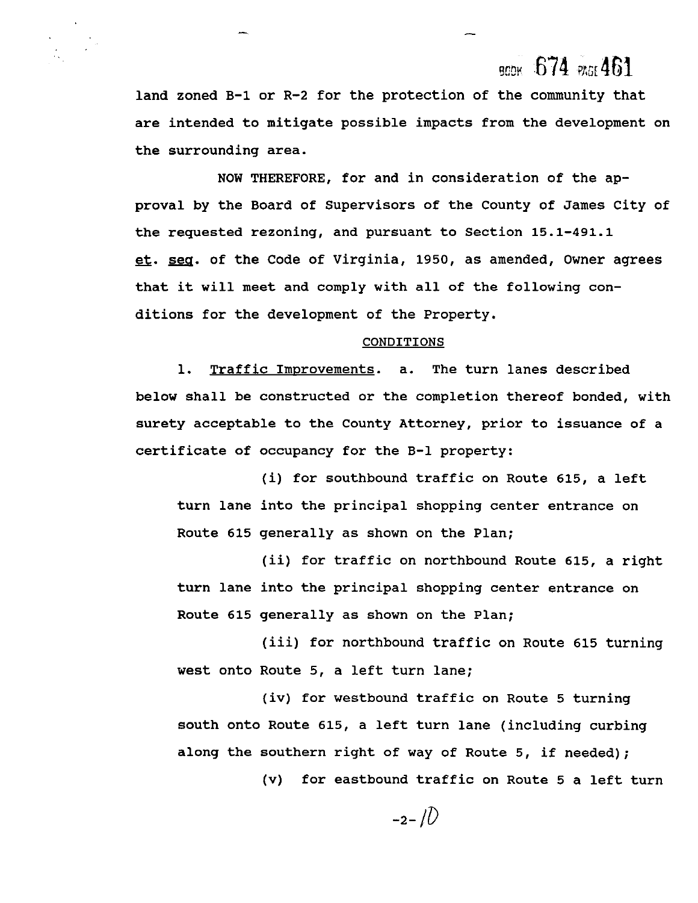land zoned B-1 or R-2 for the protection of the community that are intended to mitigate possible impacts from the development on the surrounding area.

NOW THEREFORE, for and in consideration of the approval by the Board of Supervisors of the County of James City of the requested rezoning, and pursuant to Section 15.1-491.1 et. seq. of the Code of Virginia, 1950, as amended, Owner agrees that it will meet and comply with all of the following conditions for the development of the Property.

CONDITIONS

1. Traffic Improvements. a. The turn lanes described below shall be constructed or the completion thereof bonded, with surety acceptable to the County Attorney, prior to issuance of a certificate of occupancy for the B-1 property:

(i) for southbound traffic on Route 615, a left turn lane into the principal shopping center entrance on Route 615 generally as shown on the Plan;

(ii) for traffic on northbound Route 615, a right turn lane into the principal shopping center entrance on Route 615 generally as shown on the Plan;

(iii) for northbound traffic on Route 615 turning west onto Route 5, a left turn lane;

(iv) for westbound traffic on Route 5 turning south onto Route 615, a left turn lane (including curbing along the southern right of way of Route 5, if needed);

(v) for eastbound traffic on Route 5 a left turn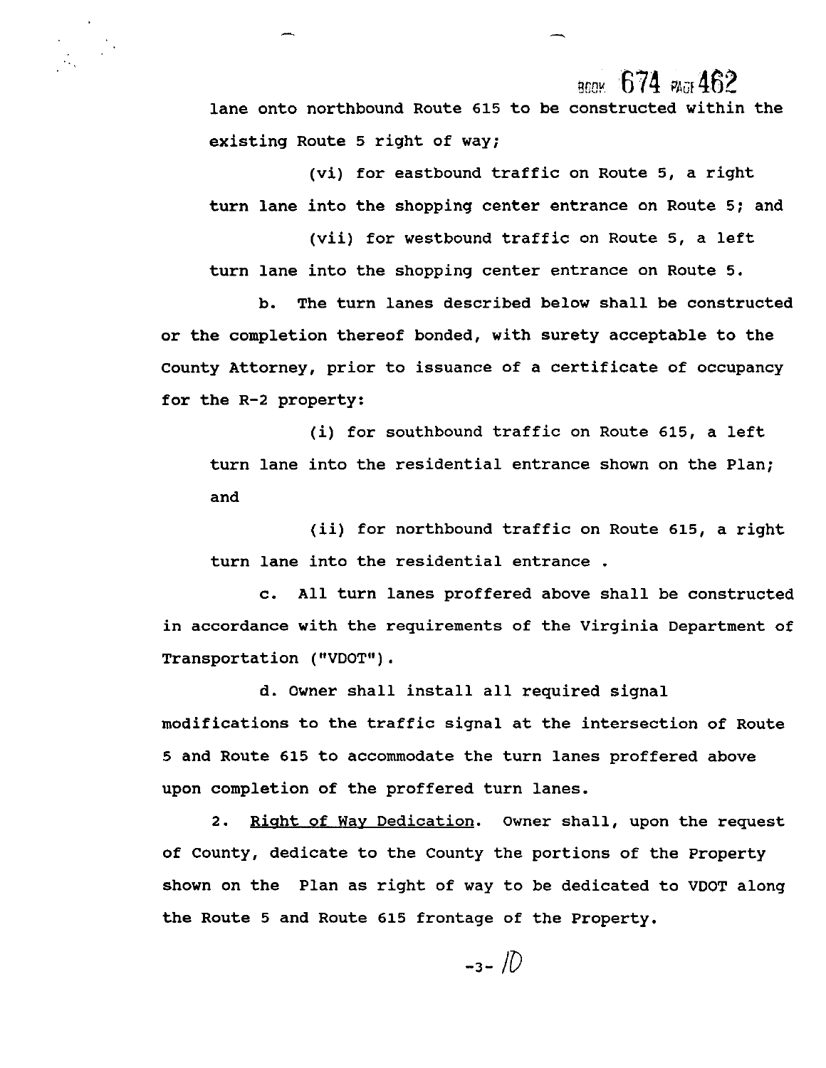lane onto northbound Route 615 to be constructed within the existing Route 5 right of way;

(vi) for eastbound traffic on Route 5, a right turn lane into the shopping center entrance on Route 5; and

(vii) for westbound traffic on Route 5, a left turn lane into the shopping center entrance on Route 5.

b. The turn lanes described below shall be constructed or the completion thereof bonded, with surety acceptable to the County Attorney, prior to issuance of a certificate of occupancy for the R-2 property:

(i) for southbound traffic on Route 615, a left turn lane into the residential entrance shown on the Plan; and

(ii) for northbound traffic on Route 615, a right turn lane into the residential entrance .

c. All turn lanes proffered above shall be constructed in accordance with the requirements of the Virginia Department of Transportation ("VDOT").

d. Owner shall install all required signal modifications to the traffic signal at the intersection of Route 5 and Route 615 to accommodate the turn lanes proffered above upon completion of the proffered turn lanes.

2. Right of Way Dedication. Owner shall, upon the request of County, dedicate to the County the portions of the Property shown on the Plan as right of way to be dedicated to VDOT along the Route 5 and Route 615 frontage of the Property.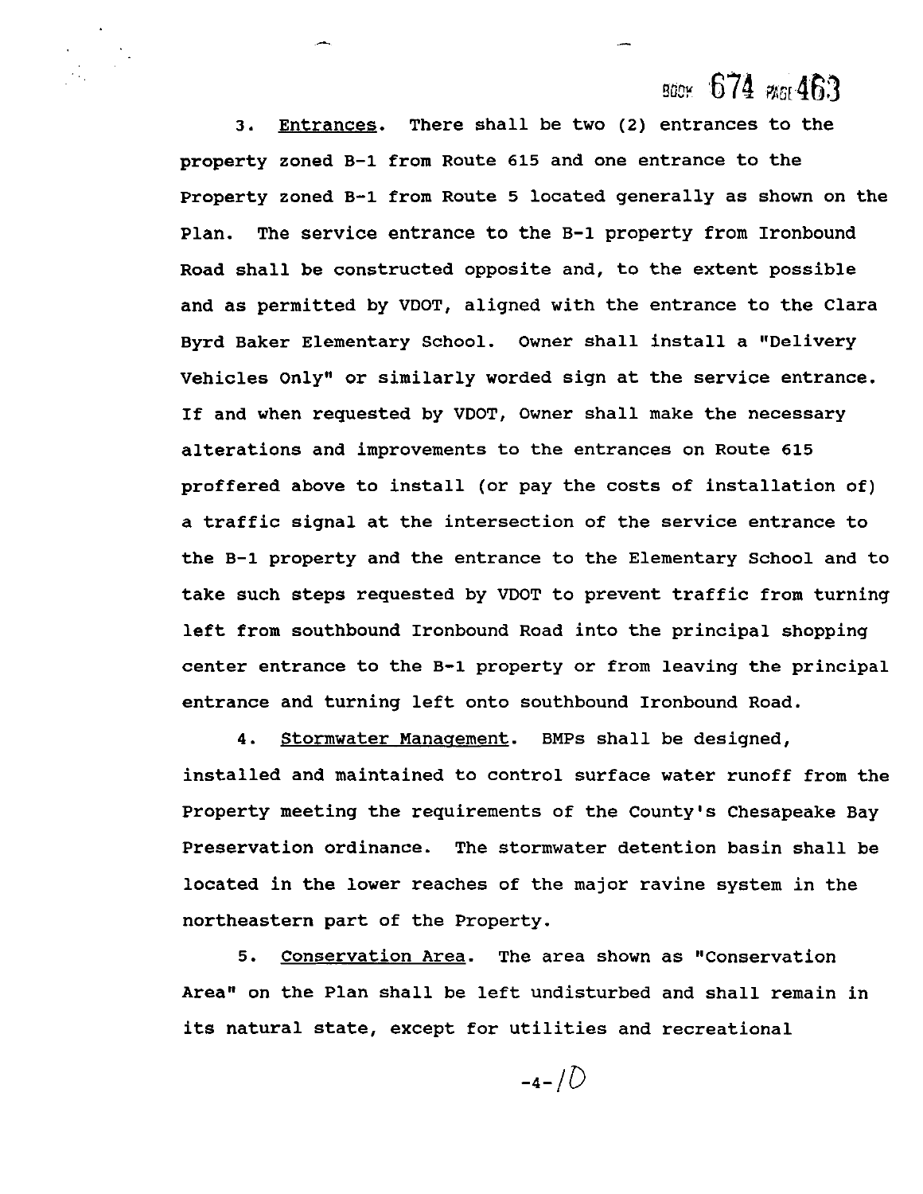3. Entrances. There shall be two (2) entrances to the property zoned B-1 from Route 615 and one entrance to the Property zoned B-1 from Route 5 located generally as shown on the Plan. The service entrance to the B-1 property from Ironbound Road shall be constructed opposite and, to the extent possible and as permitted by VDOT, aligned with the entrance to the Clara Byrd Baker Elementary School. Owner shall install a "Delivery Vehicles Only" or similarly worded sign at the service entrance. If and when requested by VDOT, Owner shall make the necessary alterations and improvements to the entrances on Route 615 proffered above to install (or pay the costs of installation of) a traffic signal at the intersection of the service entrance to the B-1 property and the entrance to the Elementary School and to take such steps requested by VDOT to prevent traffic from turning left from southbound Ironbound Road into the principal shopping center entrance to the B-1 property or from leaving the principal entrance and turning left onto southbound Ironbound Road.

4. Stormwater Management. BMPs shall be designed, installed and maintained to control surface water runoff from the Property meeting the requirements of the County's Chesapeake Bay Preservation ordinance. The stormwater detention basin shall be located in the lower reaches of the major ravine system in the northeastern part of the Property.

5. Conservation Area. The area shown as "Conservation Area" on the Plan shall be left undisturbed and shall remain in its natural state, except for utilities and recreational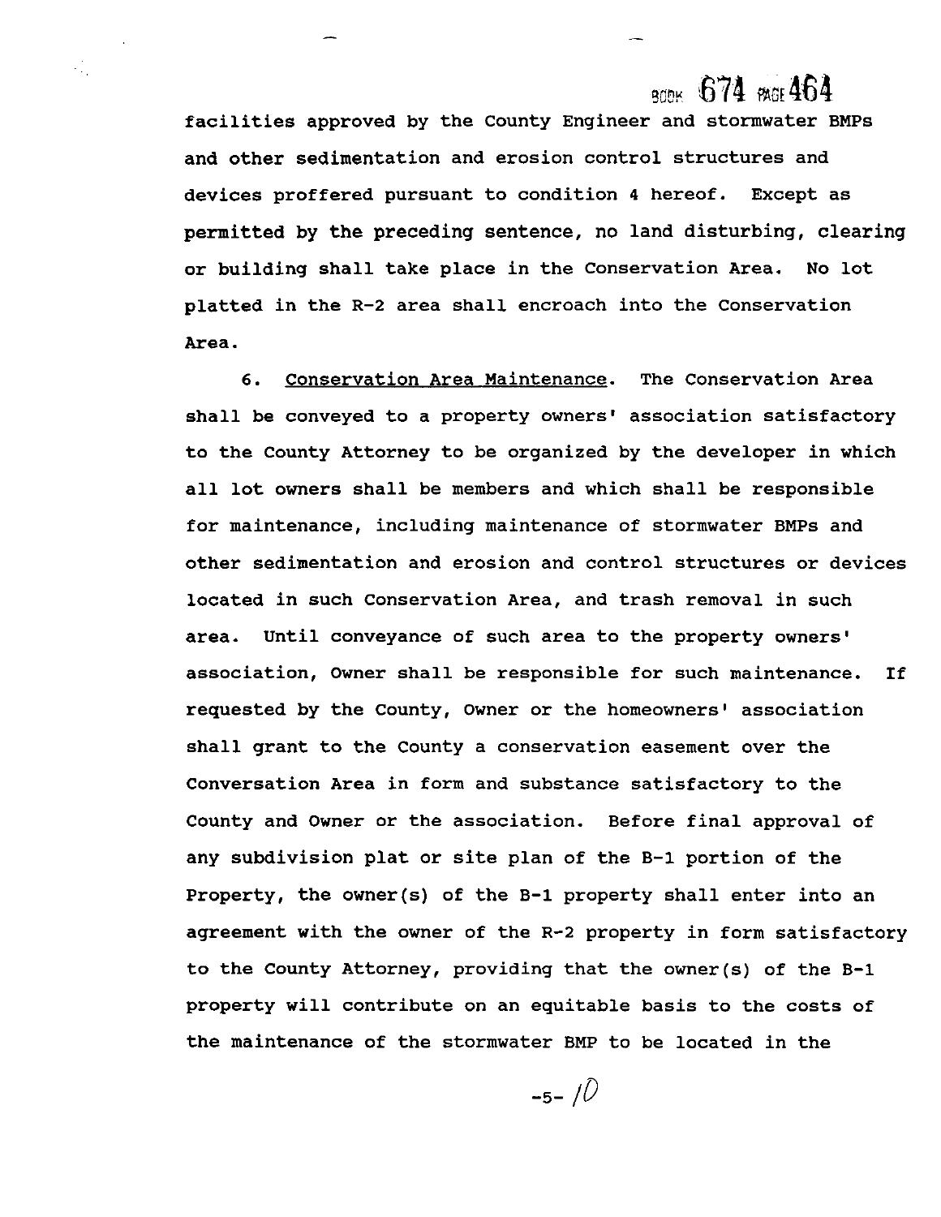facilities approved by the County Engineer and stormwater BMPs and other sedimentation and erosion control structures and devices proffered pursuant to condition 4 hereof. Except as permitted by the preceding sentence, no land disturbing, clearing or building shall take place in the Conservation Area. No lot platted in the R-2 area shall encroach into the Conservation Area.

6. Conservation Area Maintenance. The Conservation Area shall be conveyed to a property owners' association satisfactory to the County Attorney to be organized by the developer in which all lot owners shall be members and which shall be responsible for maintenance, including maintenance of stormwater BMPs and other sedimentation and erosion and control structures or devices located in such Conservation Area, and trash removal in such area. Until conveyance of such area to the property owners' association, Owner shall be responsible for such maintenance. If requested by the County, Owner or the homeowners' association shall grant to the County a conservation easement over the Conversation Area in form and substance satisfactory to the County and Owner or the association. Before final approval of any subdivision plat or site plan of the B-1 portion of the Property, the owner(s) of the B-1 property shall enter into an agreement with the owner of the R-2 property in form satisfactory to the County Attorney, providing that the owner(s) of the B-1 property will contribute on an equitable basis to the costs of the maintenance of the stormwater BMP to be located in the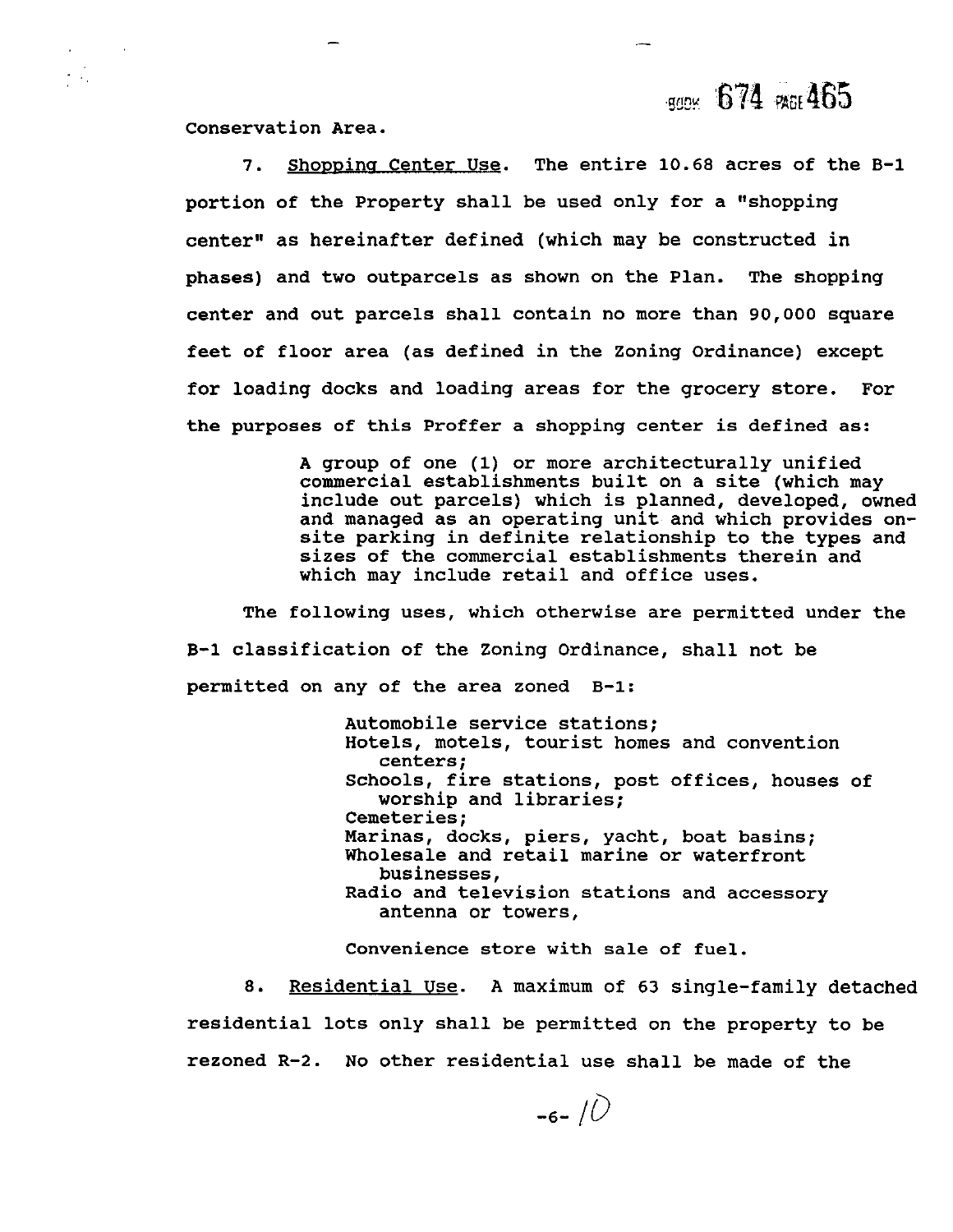Conservation Area.

7. Shopping Center Use. The entire 10.68 acres of the B-1 portion of the Property shall be used only for a "shopping center" as hereinafter defined (which may be constructed in phases) and two outparcels as shown on the Plan. The shopping center and out parcels shall contain no more than 90,000 square feet of floor area (as defined in the Zoning Ordinance) except for loading docks and loading areas for the grocery store. For the purposes of this Proffer a shopping center is defined as:

> A group of one (1) or more architecturally unified commercial establishments built on a site (which may include out parcels) which is planned, developed, owned and managed as an operating unit and which provides on-site parking in definite relationship to the types and sizes of the commercial establishments therein and which may include retail and office uses.

The following uses, which otherwise are permitted under the B-1 classification of the Zoning Ordinance, shall not be permitted on any of the area zoned B-1:

> Automobile service stations;
> Hotels, motels, tourist homes and convention centers;
> Schools, fire stations, post offices, houses of worship and libraries;
> Cemeteries;
> Marinas, docks, piers, yacht, boat basins;
> Wholesale and retail marine or waterfront businesses,
> Radio and television stations and accessory antenna or towers,
>
> Convenience store with sale of fuel.

8. Residential Use. A maximum of 63 single-family detached residential lots only shall be permitted on the property to be rezoned R-2. No other residential use shall be made of the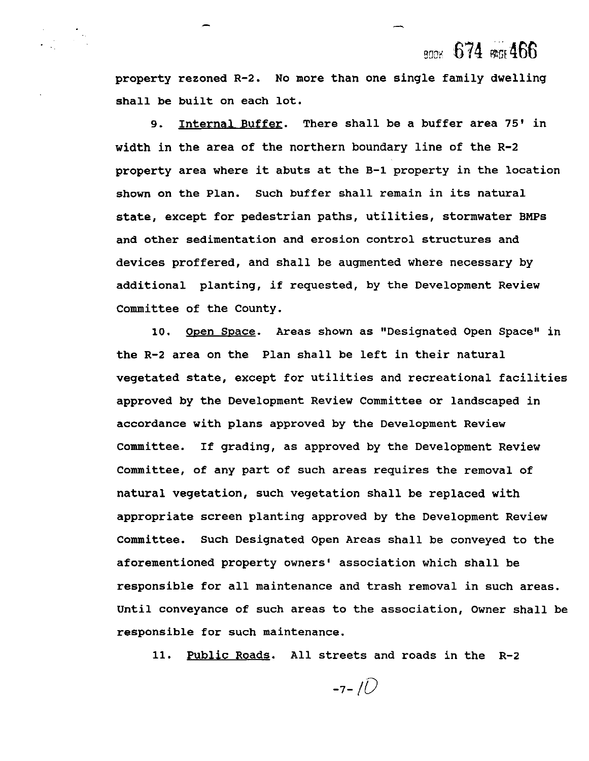property rezoned R-2. No more than one single family dwelling shall be built on each lot.

9. Internal Buffer. There shall be a buffer area 75' in width in the area of the northern boundary line of the R-2 property area where it abuts at the B-1 property in the location shown on the Plan. Such buffer shall remain in its natural state, except for pedestrian paths, utilities, stormwater BMPs and other sedimentation and erosion control structures and devices proffered, and shall be augmented where necessary by additional planting, if requested, by the Development Review Committee of the County.

10. Open Space. Areas shown as "Designated Open Space" in the R-2 area on the Plan shall be left in their natural vegetated state, except for utilities and recreational facilities approved by the Development Review Committee or landscaped in accordance with plans approved by the Development Review Committee. If grading, as approved by the Development Review Committee, of any part of such areas requires the removal of natural vegetation, such vegetation shall be replaced with appropriate screen planting approved by the Development Review Committee. Such Designated Open Areas shall be conveyed to the aforementioned property owners' association which shall be responsible for all maintenance and trash removal in such areas. Until conveyance of such areas to the association, Owner shall be responsible for such maintenance.

11. Public Roads. All streets and roads in the R-2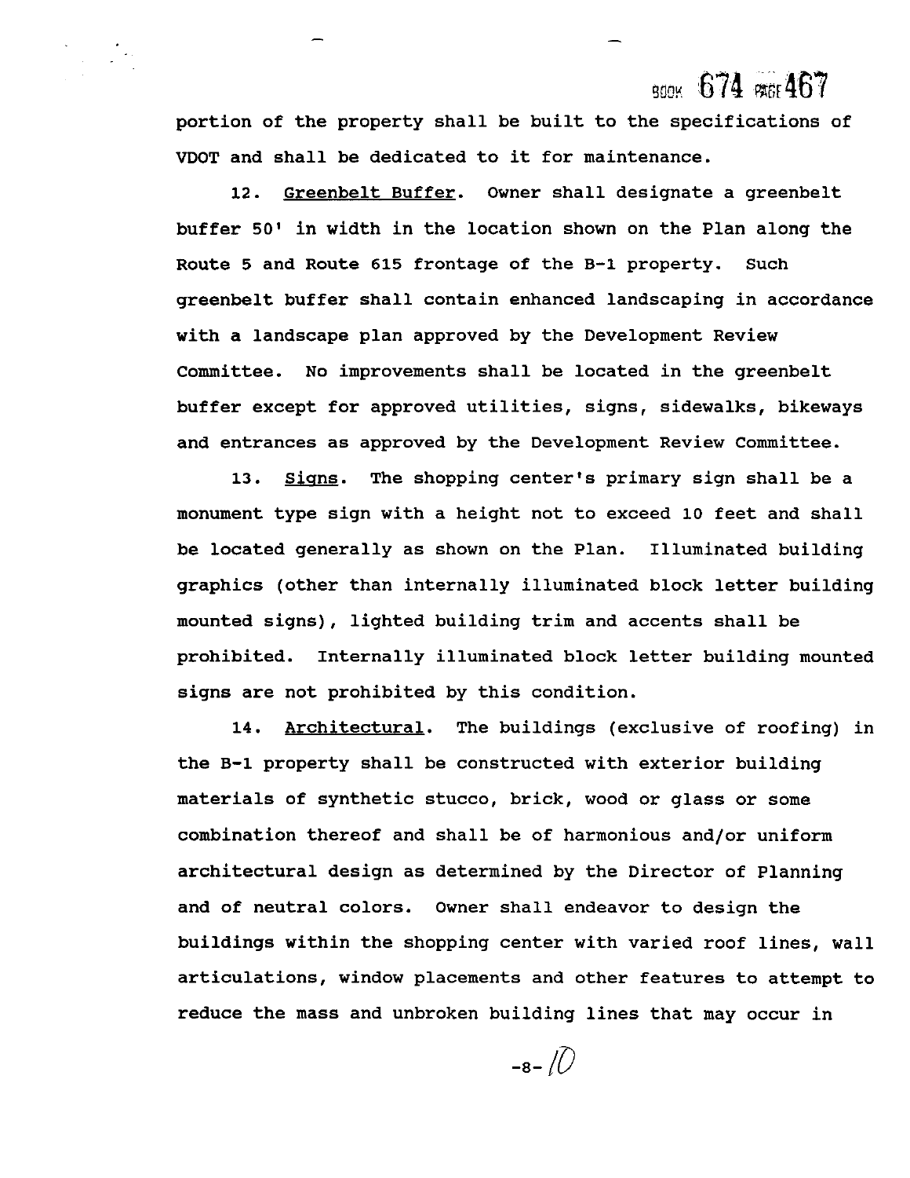portion of the property shall be built to the specifications of VDOT and shall be dedicated to it for maintenance.

12. Greenbelt Buffer. Owner shall designate a greenbelt buffer 50' in width in the location shown on the Plan along the Route 5 and Route 615 frontage of the B-1 property. Such greenbelt buffer shall contain enhanced landscaping in accordance with a landscape plan approved by the Development Review Committee. No improvements shall be located in the greenbelt buffer except for approved utilities, signs, sidewalks, bikeways and entrances as approved by the Development Review Committee.

13. Signs. The shopping center's primary sign shall be a monument type sign with a height not to exceed 10 feet and shall be located generally as shown on the Plan. Illuminated building graphics (other than internally illuminated block letter building mounted signs), lighted building trim and accents shall be prohibited. Internally illuminated block letter building mounted signs are not prohibited by this condition.

14. Architectural. The buildings (exclusive of roofing) in the B-1 property shall be constructed with exterior building materials of synthetic stucco, brick, wood or glass or some combination thereof and shall be of harmonious and/or uniform architectural design as determined by the Director of Planning and of neutral colors. Owner shall endeavor to design the buildings within the shopping center with varied roof lines, wall articulations, window placements and other features to attempt to reduce the mass and unbroken building lines that may occur in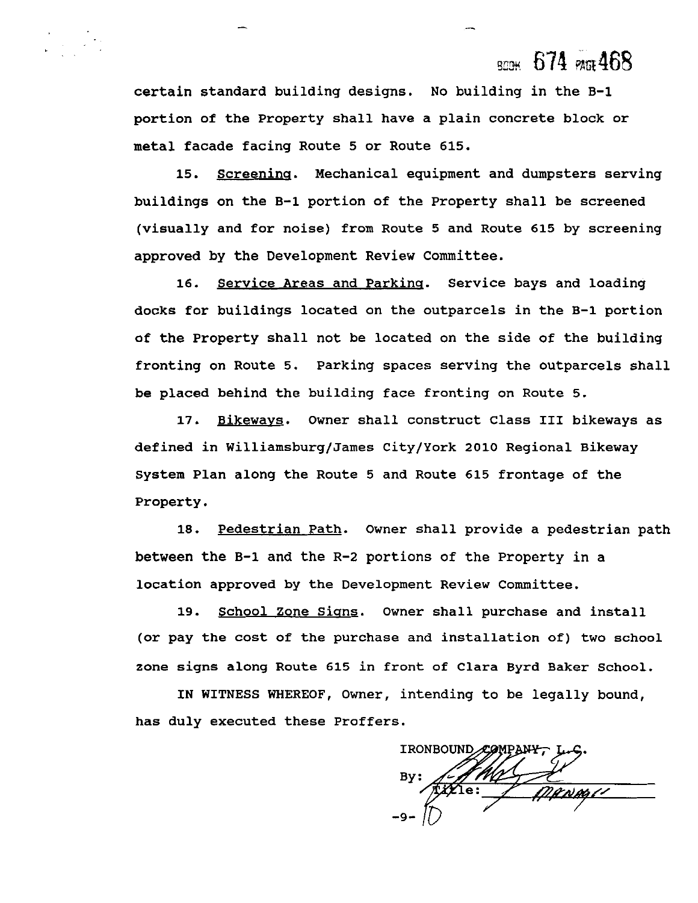certain standard building designs. No building in the B-1 portion of the Property shall have a plain concrete block or metal facade facing Route 5 or Route 615.

15. Screening. Mechanical equipment and dumpsters serving buildings on the B-1 portion of the Property shall be screened (visually and for noise) from Route 5 and Route 615 by screening approved by the Development Review Committee.

16. Service Areas and Parking. Service bays and loading docks for buildings located on the outparcels in the B-1 portion of the Property shall not be located on the side of the building fronting on Route 5. Parking spaces serving the outparcels shall be placed behind the building face fronting on Route 5.

17. Bikeways. Owner shall construct Class III bikeways as defined in Williamsburg/James City/York 2010 Regional Bikeway System Plan along the Route 5 and Route 615 frontage of the Property.

18. Pedestrian Path. Owner shall provide a pedestrian path between the B-1 and the R-2 portions of the Property in a location approved by the Development Review Committee.

19. School Zone Signs. Owner shall purchase and install (or pay the cost of the purchase and installation of) two school zone signs along Route 615 in front of Clara Byrd Baker School.

IN WITNESS WHEREOF, Owner, intending to be legally bound, has duly executed these Proffers.

IRONBOUND COMPANY, L.C.

By: ______________________

Title: Manager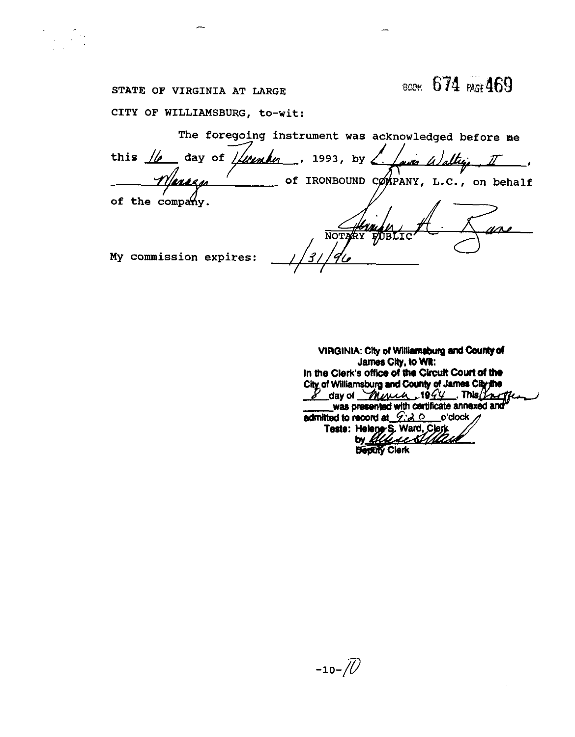BOOK 674 PAGE 469

STATE OF VIRGINIA AT LARGE

CITY OF WILLIAMSBURG, to-wit:

The foregoing instrument was acknowledged before me this 16 day of December, 1993, by L. Lewis Waltrip, II, Manager of IRONBOUND COMPANY, L.C., on behalf of the company.

NOTARY PUBLIC

My commission expires: 1/31/96

**VIRGINIA: City of Williamsburg and County of James City, to Wit:**
**In the Clerk's office of the Circuit Court of the City of Williamsburg and County of James City the** 8 **day of** March, **19**94. **This** Instrument **was presented with certificate annexed and admitted to record at** 9:20 **o'clock**
**Teste: Helene S. Ward, Clerk**
**by** ________
**Deputy Clerk**

-10-10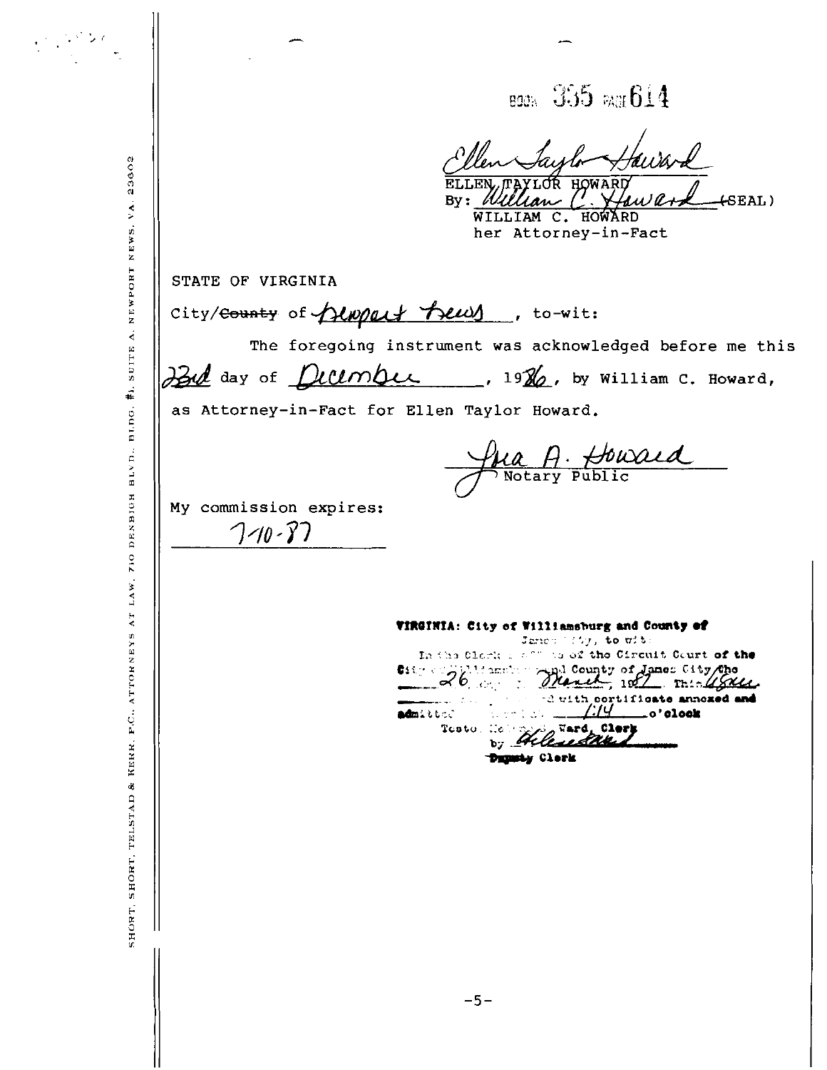BOOK 335 PAGE 614

Ellen Taylor Howard
ELLEN TAYLOR HOWARD
By: William C. Howard (SEAL)
WILLIAM C. HOWARD
her Attorney-in-Fact

STATE OF VIRGINIA

City/~~County~~ of Newport News, to-wit:

The foregoing instrument was acknowledged before me this 23rd day of December, 1986, by William C. Howard, as Attorney-in-Fact for Ellen Taylor Howard.

Lisa A. Howard
Notary Public

My commission expires:
7-10-87

**VIRGINIA: City of Williamsburg and County of James City, to wit:**
In the Clerk's Office of the Circuit Court of the City of Williamsburg and County of James City the 26 day of March, 1987. This deed was presented with certificate annexed and **admitted** to record at 1:14 **o'clock**
Teste: Helene S. Ward, **Clerk**
by [signature]
~~Deputy~~ **Clerk**

SHORT, SHORT, TELSTAD & KERR, P.C., ATTORNEYS AT LAW, 710 DENBIGH BLVD., BLDG. #1, SUITE A, NEWPORT NEWS, VA. 23602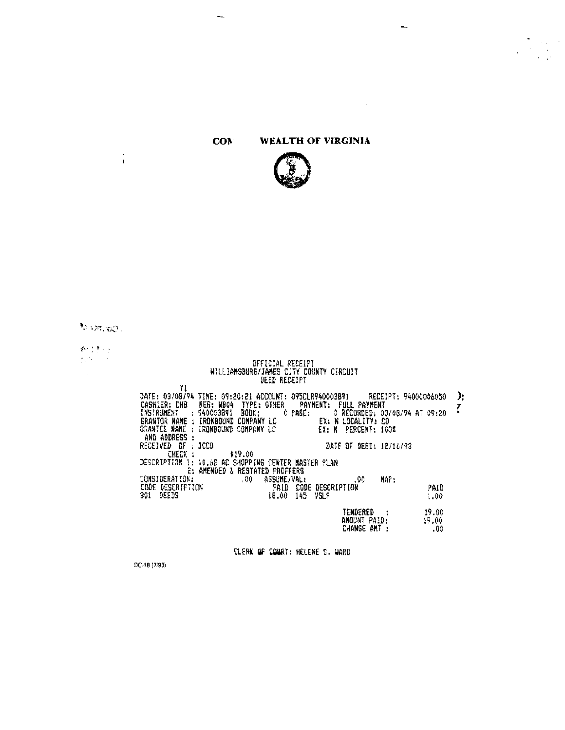**COMMONWEALTH OF VIRGINIA**

OFFICIAL RECEIPT
WILLIAMSBURG/JAMES CITY COUNTY CIRCUIT
DEED RECEIPT

```
DATE: 03/08/94 TIME: 09:20:21 ACCOUNT: 095CLR940003891     RECEIPT: 94000006050
CASHIER: CHB   REG: WB04  TYPE: OTHER    PAYMENT:  FULL PAYMENT
INSTRUMENT   : 940003891  BOOK:       0 PAGE:       0 RECORDED: 03/08/94 AT 09:20
GRANTOR NAME : IRONBOUND COMPANY LC           EX: N LOCALITY: CO
GRANTEE NAME : IRONBOUND COMPANY LC           EX: N  PERCENT: 100%
 AND ADDRESS :
RECEIVED  OF : JCCO                               DATE OF DEED: 12/16/93
       CHECK :        $19.00
DESCRIPTION 1: 10.68 AC SHOPPING CENTER MASTER PLAN
            2: AMENDED & RESTATED PROFFERS
CONSIDERATION:            .00   ASSUME/VAL:            .00     MAP:
CODE DESCRIPTION                    PAID  CODE DESCRIPTION                    PAID
301  DEEDS                         18.00  145  VSLF                           1.00

                                              TENDERED    :                  19.00
                                              AMOUNT PAID:                   19.00
                                              CHANGE AMT  :                    .00
```

CLERK OF COURT: HELENE S. WARD

DC-18 (7/93)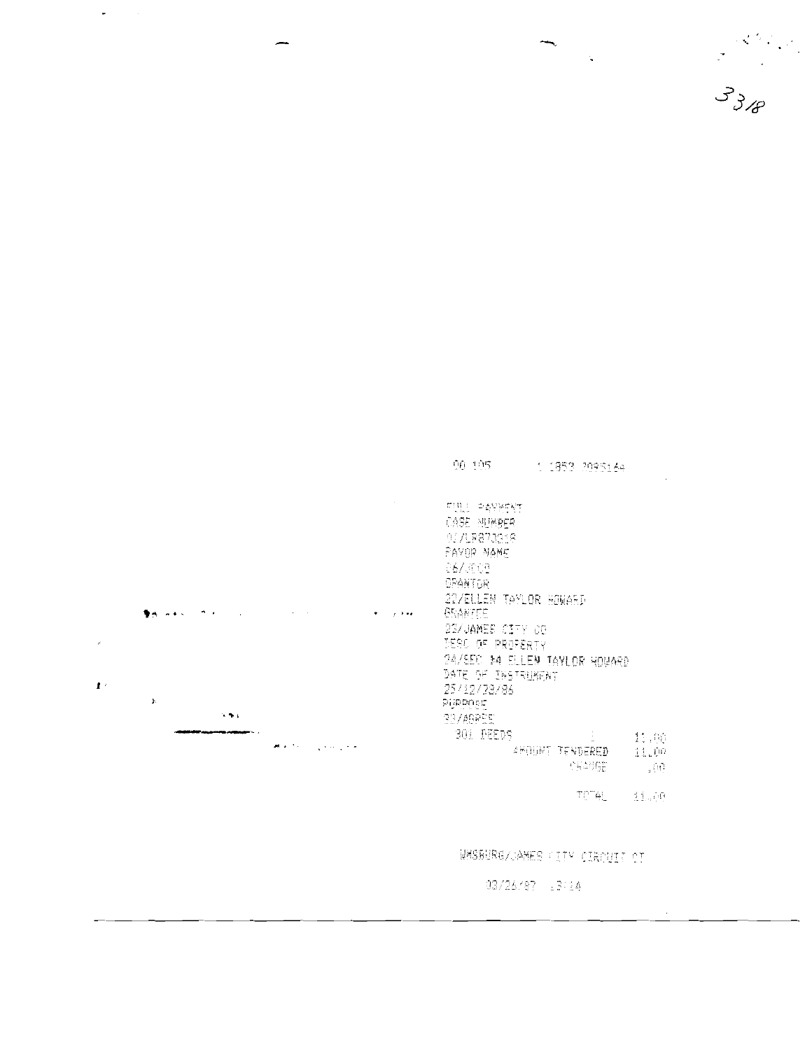3318

00 105 1 1852 2095164

FULL PAYMENT
CASE NUMBER
01/LR870318
PAYOR NAME
06/JCCD
GRANTOR
20/ELLEN TAYLOR HOWARD
GRANTEE
23/JAMES CITY CO
DESC OF PROPERTY
24/SEC #4 ELLEN TAYLOR HOWARD
DATE OF INSTRUMENT
25/12/23/86
PURPOSE
33/AGREE

| | | |
|---|---|---|
| 301 DEEDS | 1 | 11.00 |
| AMOUNT TENDERED | | 11.00 |
| CHANGE | | .00 |
| TOTAL | | 11.00 |

WMSBURG/JAMES CITY CIRCUIT CT

03/26/87 13:14